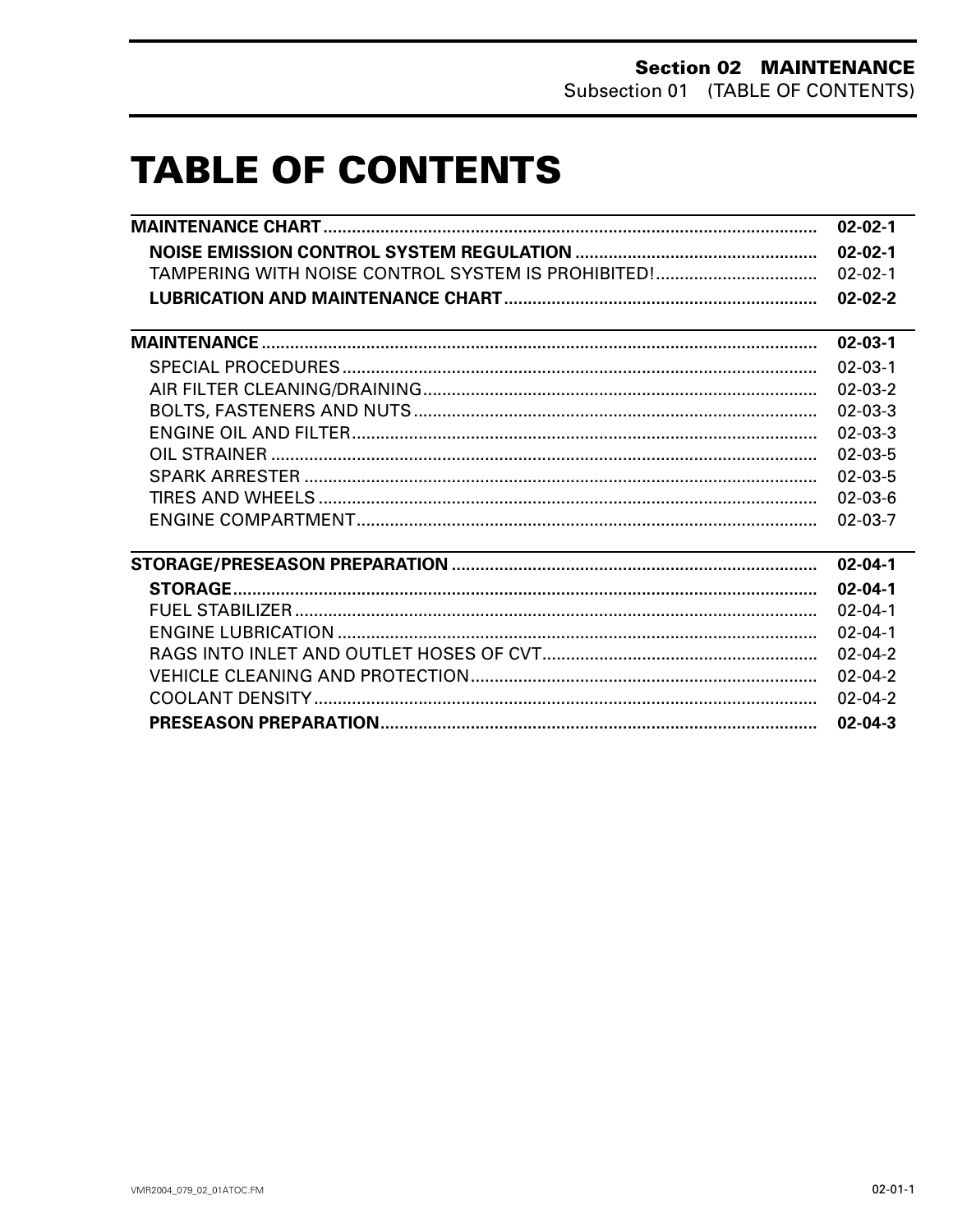# TABLE OF CONTENTS

| | |
|---|---|
| **MAINTENANCE CHART** | **02-02-1** |
| **NOISE EMISSION CONTROL SYSTEM REGULATION** | **02-02-1** |
| TAMPERING WITH NOISE CONTROL SYSTEM IS PROHIBITED! | 02-02-1 |
| **LUBRICATION AND MAINTENANCE CHART** | **02-02-2** |
| **MAINTENANCE** | **02-03-1** |
| SPECIAL PROCEDURES | 02-03-1 |
| AIR FILTER CLEANING/DRAINING | 02-03-2 |
| BOLTS, FASTENERS AND NUTS | 02-03-3 |
| ENGINE OIL AND FILTER | 02-03-3 |
| OIL STRAINER | 02-03-5 |
| SPARK ARRESTER | 02-03-5 |
| TIRES AND WHEELS | 02-03-6 |
| ENGINE COMPARTMENT | 02-03-7 |
| **STORAGE/PRESEASON PREPARATION** | **02-04-1** |
| **STORAGE** | **02-04-1** |
| FUEL STABILIZER | 02-04-1 |
| ENGINE LUBRICATION | 02-04-1 |
| RAGS INTO INLET AND OUTLET HOSES OF CVT | 02-04-2 |
| VEHICLE CLEANING AND PROTECTION | 02-04-2 |
| COOLANT DENSITY | 02-04-2 |
| **PRESEASON PREPARATION** | **02-04-3** |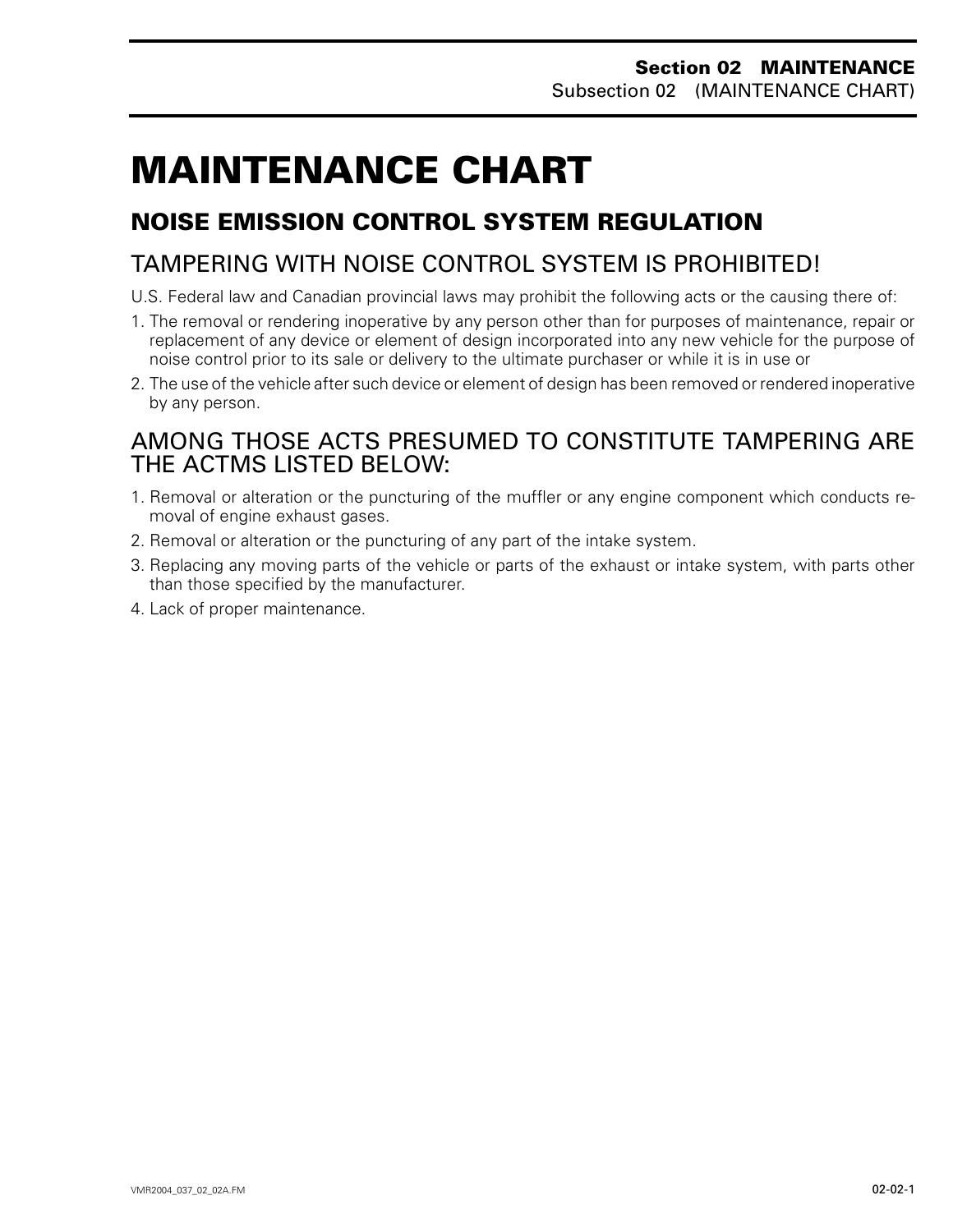# MAINTENANCE CHART

## NOISE EMISSION CONTROL SYSTEM REGULATION

### TAMPERING WITH NOISE CONTROL SYSTEM IS PROHIBITED!

U.S. Federal law and Canadian provincial laws may prohibit the following acts or the causing there of:

1. The removal or rendering inoperative by any person other than for purposes of maintenance, repair or replacement of any device or element of design incorporated into any new vehicle for the purpose of noise control prior to its sale or delivery to the ultimate purchaser or while it is in use or
2. The use of the vehicle after such device or element of design has been removed or rendered inoperative by any person.

### AMONG THOSE ACTS PRESUMED TO CONSTITUTE TAMPERING ARE THE ACTMS LISTED BELOW:

1. Removal or alteration or the puncturing of the muffler or any engine component which conducts removal of engine exhaust gases.
2. Removal or alteration or the puncturing of any part of the intake system.
3. Replacing any moving parts of the vehicle or parts of the exhaust or intake system, with parts other than those specified by the manufacturer.
4. Lack of proper maintenance.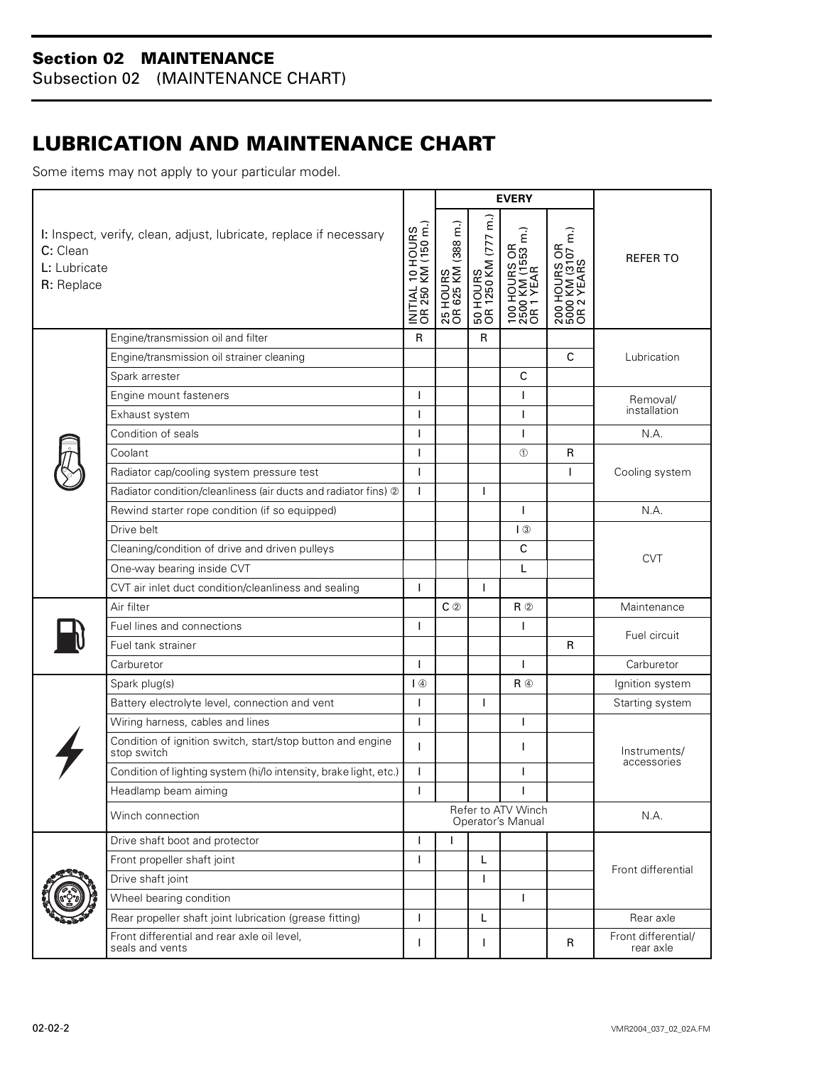# LUBRICATION AND MAINTENANCE CHART

Some items may not apply to your particular model.

| I: Inspect, verify, clean, adjust, lubricate, replace if necessary<br>C: Clean<br>L: Lubricate<br>R: Replace | | INITIAL 10 HOURS OR 250 KM (150 m.) | EVERY | | | | REFER TO |
|---|---|---|---|---|---|---|---|
| | | | 25 HOURS OR 625 KM (388 m.) | 50 HOURS OR 1250 KM (777 m.) | 100 HOURS OR 2500 KM (1553 m.) OR 1 YEAR | 200 HOURS OR 5000 KM (3107 m.) OR 2 YEARS | |
| Engine | Engine/transmission oil and filter | R | | R | | | Lubrication |
| | Engine/transmission oil strainer cleaning | | | | | C | Lubrication |
| | Spark arrester | | | | C | | Lubrication |
| | Engine mount fasteners | I | | | I | | Removal/ installation |
| | Exhaust system | I | | | I | | Removal/ installation |
| | Condition of seals | I | | | I | | N.A. |
| | Coolant | I | | | ① | R | Cooling system |
| | Radiator cap/cooling system pressure test | I | | | | I | Cooling system |
| | Radiator condition/cleanliness (air ducts and radiator fins) ② | I | | I | | | Cooling system |
| | Rewind starter rope condition (if so equipped) | | | | I | | N.A. |
| | Drive belt | | | | I ③ | | CVT |
| | Cleaning/condition of drive and driven pulleys | | | | C | | CVT |
| | One-way bearing inside CVT | | | | L | | CVT |
| | CVT air inlet duct condition/cleanliness and sealing | I | | I | | | CVT |
| Fuel | Air filter | | C ② | | R ② | | Maintenance |
| | Fuel lines and connections | I | | | I | | Fuel circuit |
| | Fuel tank strainer | | | | | R | Fuel circuit |
| | Carburetor | I | | | I | | Carburetor |
| Electrical | Spark plug(s) | I ④ | | | R ④ | | Ignition system |
| | Battery electrolyte level, connection and vent | I | | I | | | Starting system |
| | Wiring harness, cables and lines | I | | | I | | Instruments/ accessories |
| | Condition of ignition switch, start/stop button and engine stop switch | I | | | I | | Instruments/ accessories |
| | Condition of lighting system (hi/lo intensity, brake light, etc.) | I | | | I | | Instruments/ accessories |
| | Headlamp beam aiming | I | | | I | | Instruments/ accessories |
| | Winch connection | Refer to ATV Winch Operator's Manual | | | | | N.A. |
| Drivetrain | Drive shaft boot and protector | I | I | | | | Front differential |
| | Front propeller shaft joint | I | | L | | | Front differential |
| | Drive shaft joint | | | I | | | Front differential |
| | Wheel bearing condition | | | | I | | Front differential |
| | Rear propeller shaft joint lubrication (grease fitting) | I | | L | | | Rear axle |
| | Front differential and rear axle oil level, seals and vents | I | | I | | R | Front differential/ rear axle |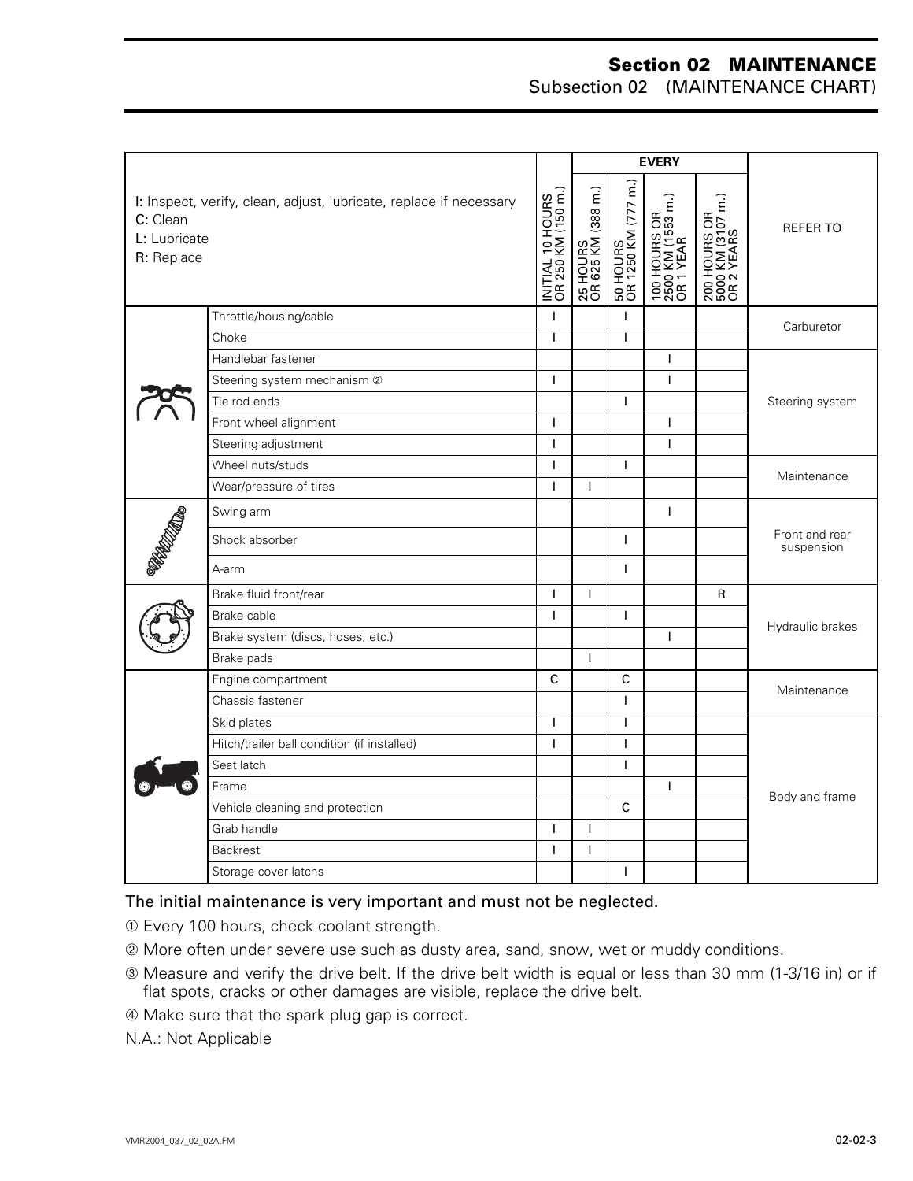# Section 02 MAINTENANCE
Subsection 02 (MAINTENANCE CHART)

| I: Inspect, verify, clean, adjust, lubricate, replace if necessary<br>C: Clean<br>L: Lubricate<br>R: Replace | | INITIAL 10 HOURS OR 250 KM (150 m.) | EVERY | | | | REFER TO |
|---|---|---|---|---|---|---|---|
| | | | 25 HOURS OR 625 KM (388 m.) | 50 HOURS OR 1250 KM (777 m.) | 100 HOURS OR 2500 KM (1553 m.) OR 1 YEAR | 200 HOURS OR 5000 KM (3107 m.) OR 2 YEARS | |
| | Throttle/housing/cable | I | | I | | | Carburetor |
| | Choke | I | | I | | | Carburetor |
| | Handlebar fastener | | | | I | | Steering system |
| | Steering system mechanism ② | I | | | I | | Steering system |
| | Tie rod ends | | | I | | | Steering system |
| | Front wheel alignment | I | | | I | | Steering system |
| | Steering adjustment | I | | | I | | Steering system |
| | Wheel nuts/studs | I | | I | | | Maintenance |
| | Wear/pressure of tires | I | I | | | | Maintenance |
| | Swing arm | | | | I | | Front and rear suspension |
| | Shock absorber | | | I | | | Front and rear suspension |
| | A-arm | | | I | | | Front and rear suspension |
| | Brake fluid front/rear | I | I | | | R | Hydraulic brakes |
| | Brake cable | I | | I | | | Hydraulic brakes |
| | Brake system (discs, hoses, etc.) | | | | I | | Hydraulic brakes |
| | Brake pads | | I | | | | Hydraulic brakes |
| | Engine compartment | C | | C | | | Maintenance |
| | Chassis fastener | | | I | | | Maintenance |
| | Skid plates | I | | I | | | Body and frame |
| | Hitch/trailer ball condition (if installed) | I | | I | | | Body and frame |
| | Seat latch | | | I | | | Body and frame |
| | Frame | | | | I | | Body and frame |
| | Vehicle cleaning and protection | | | C | | | Body and frame |
| | Grab handle | I | I | | | | Body and frame |
| | Backrest | I | I | | | | Body and frame |
| | Storage cover latchs | | | I | | | Body and frame |

The initial maintenance is very important and must not be neglected.

① Every 100 hours, check coolant strength.

② More often under severe use such as dusty area, sand, snow, wet or muddy conditions.

③ Measure and verify the drive belt. If the drive belt width is equal or less than 30 mm (1-3/16 in) or if flat spots, cracks or other damages are visible, replace the drive belt.

④ Make sure that the spark plug gap is correct.

N.A.: Not Applicable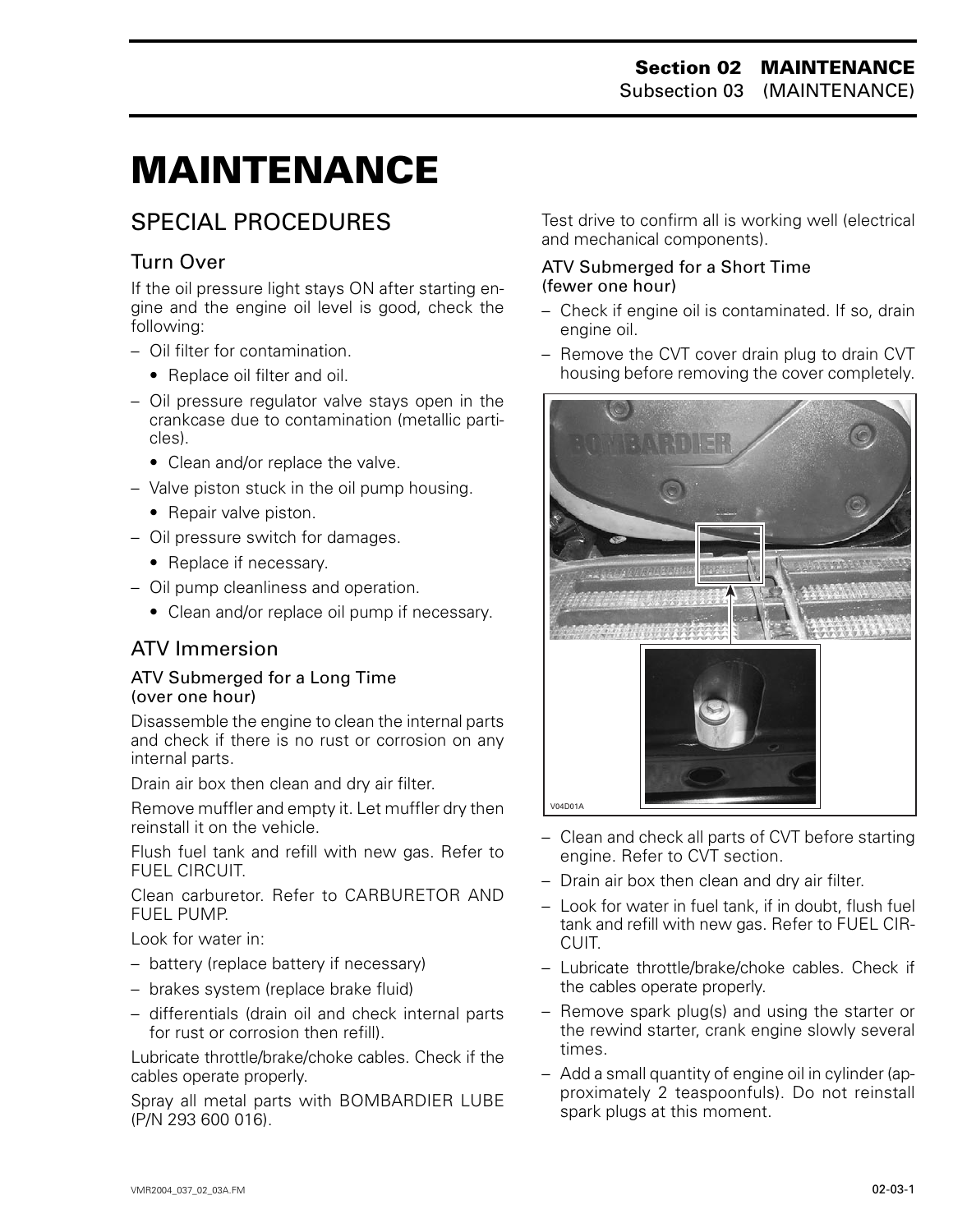# MAINTENANCE

## SPECIAL PROCEDURES

### Turn Over

If the oil pressure light stays ON after starting engine and the engine oil level is good, check the following:

- Oil filter for contamination.
  - Replace oil filter and oil.
- Oil pressure regulator valve stays open in the crankcase due to contamination (metallic particles).
  - Clean and/or replace the valve.
- Valve piston stuck in the oil pump housing.
  - Repair valve piston.
- Oil pressure switch for damages.
  - Replace if necessary.
- Oil pump cleanliness and operation.
  - Clean and/or replace oil pump if necessary.

### ATV Immersion

#### ATV Submerged for a Long Time (over one hour)

Disassemble the engine to clean the internal parts and check if there is no rust or corrosion on any internal parts.

Drain air box then clean and dry air filter.

Remove muffler and empty it. Let muffler dry then reinstall it on the vehicle.

Flush fuel tank and refill with new gas. Refer to FUEL CIRCUIT.

Clean carburetor. Refer to CARBURETOR AND FUEL PUMP.

Look for water in:

- battery (replace battery if necessary)
- brakes system (replace brake fluid)
- differentials (drain oil and check internal parts for rust or corrosion then refill).

Lubricate throttle/brake/choke cables. Check if the cables operate properly.

Spray all metal parts with BOMBARDIER LUBE (P/N 293 600 016).

Test drive to confirm all is working well (electrical and mechanical components).

#### ATV Submerged for a Short Time (fewer one hour)

- Check if engine oil is contaminated. If so, drain engine oil.
- Remove the CVT cover drain plug to drain CVT housing before removing the cover completely.

V04D01A

- Clean and check all parts of CVT before starting engine. Refer to CVT section.
- Drain air box then clean and dry air filter.
- Look for water in fuel tank, if in doubt, flush fuel tank and refill with new gas. Refer to FUEL CIRCUIT.
- Lubricate throttle/brake/choke cables. Check if the cables operate properly.
- Remove spark plug(s) and using the starter or the rewind starter, crank engine slowly several times.
- Add a small quantity of engine oil in cylinder (approximately 2 teaspoonfuls). Do not reinstall spark plugs at this moment.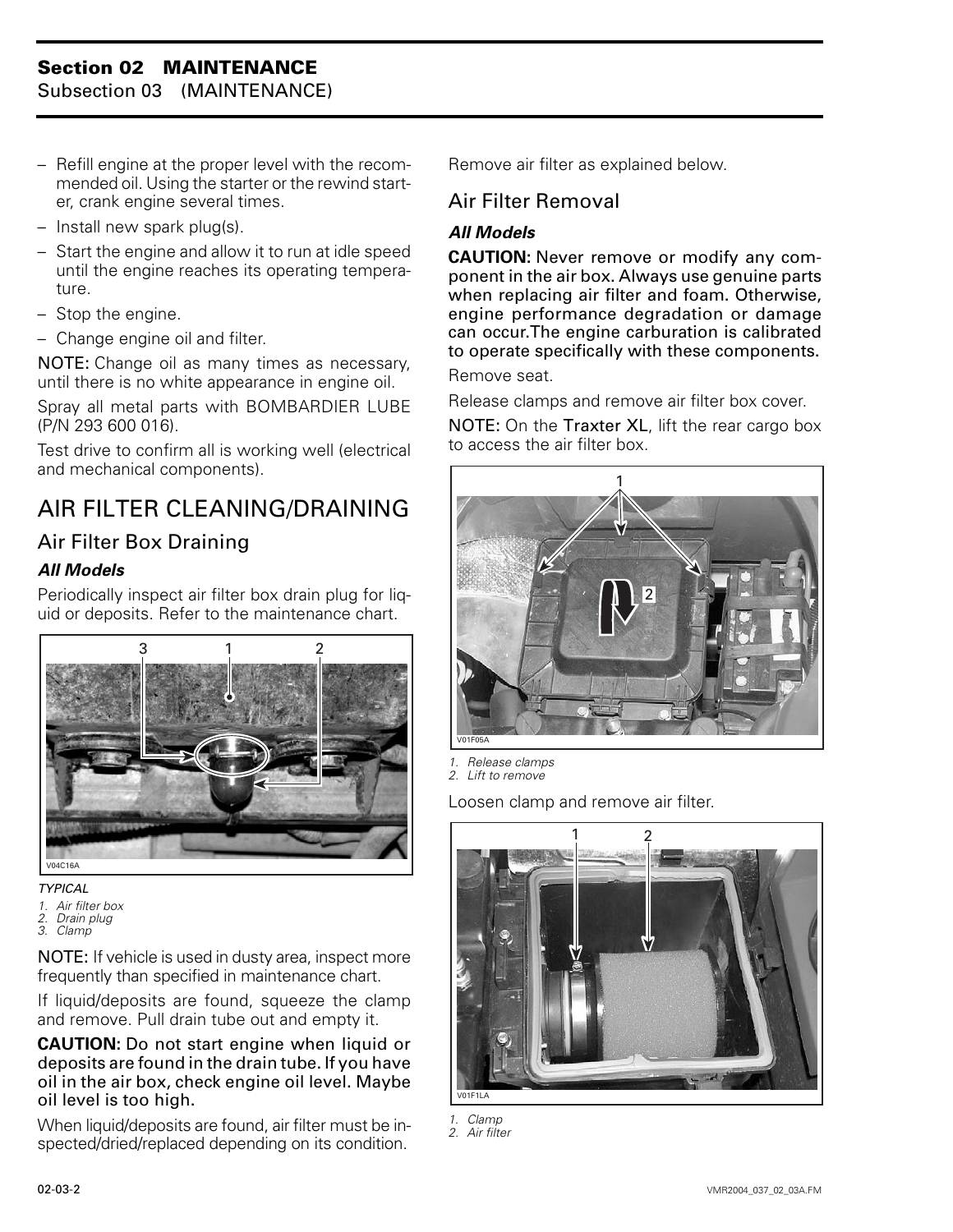- Refill engine at the proper level with the recommended oil. Using the starter or the rewind starter, crank engine several times.
- Install new spark plug(s).
- Start the engine and allow it to run at idle speed until the engine reaches its operating temperature.
- Stop the engine.
- Change engine oil and filter.

**NOTE:** Change oil as many times as necessary, until there is no white appearance in engine oil.

Spray all metal parts with BOMBARDIER LUBE (P/N 293 600 016).

Test drive to confirm all is working well (electrical and mechanical components).

## AIR FILTER CLEANING/DRAINING

### Air Filter Box Draining

#### *All Models*

Periodically inspect air filter box drain plug for liquid or deposits. Refer to the maintenance chart.

V04C16A

*TYPICAL*

1. *Air filter box*
2. *Drain plug*
3. *Clamp*

**NOTE:** If vehicle is used in dusty area, inspect more frequently than specified in maintenance chart.

If liquid/deposits are found, squeeze the clamp and remove. Pull drain tube out and empty it.

**CAUTION: Do not start engine when liquid or deposits are found in the drain tube. If you have oil in the air box, check engine oil level. Maybe oil level is too high.**

When liquid/deposits are found, air filter must be inspected/dried/replaced depending on its condition.

Remove air filter as explained below.

### Air Filter Removal

#### *All Models*

**CAUTION: Never remove or modify any component in the air box. Always use genuine parts when replacing air filter and foam. Otherwise, engine performance degradation or damage can occur.The engine carburation is calibrated to operate specifically with these components.**

Remove seat.

Release clamps and remove air filter box cover.

**NOTE:** On the **Traxter XL**, lift the rear cargo box to access the air filter box.

V01F05A

1. *Release clamps*
2. *Lift to remove*

Loosen clamp and remove air filter.

V01F1LA

1. *Clamp*
2. *Air filter*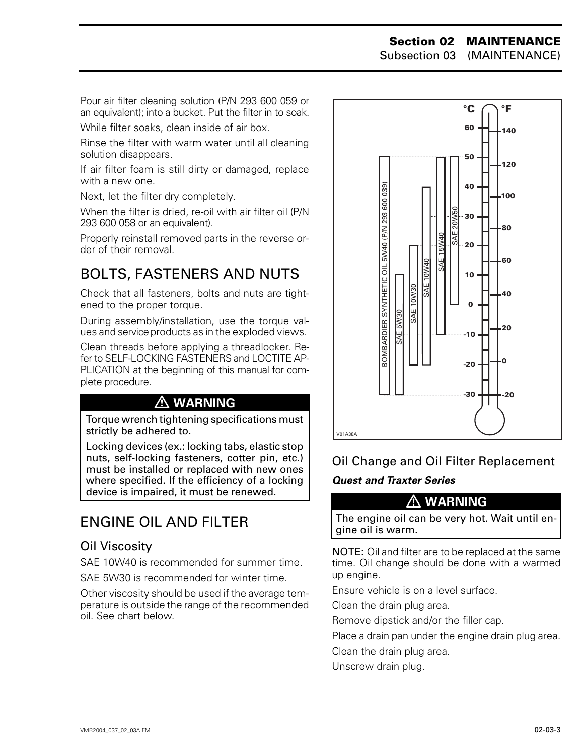Pour air filter cleaning solution (P/N 293 600 059 or an equivalent); into a bucket. Put the filter in to soak.

While filter soaks, clean inside of air box.

Rinse the filter with warm water until all cleaning solution disappears.

If air filter foam is still dirty or damaged, replace with a new one.

Next, let the filter dry completely.

When the filter is dried, re-oil with air filter oil (P/N 293 600 058 or an equivalent).

Properly reinstall removed parts in the reverse order of their removal.

## BOLTS, FASTENERS AND NUTS

Check that all fasteners, bolts and nuts are tightened to the proper torque.

During assembly/installation, use the torque values and service products as in the exploded views.

Clean threads before applying a threadlocker. Refer to SELF-LOCKING FASTENERS and LOCTITE APPLICATION at the beginning of this manual for complete procedure.

> **⚠ WARNING**
>
> **Torque wrench tightening specifications must strictly be adhered to.**
>
> **Locking devices (ex.: locking tabs, elastic stop nuts, self-locking fasteners, cotter pin, etc.) must be installed or replaced with new ones where specified. If the efficiency of a locking device is impaired, it must be renewed.**

## ENGINE OIL AND FILTER

### Oil Viscosity

SAE 10W40 is recommended for summer time.

SAE 5W30 is recommended for winter time.

Other viscosity should be used if the average temperature is outside the range of the recommended oil. See chart below.

| Oil | Temperature range (°C) |
|---|---|
| BOMBARDIER SYNTHETIC OIL 5W40 (P/N 293 600 039) | -30 to 50 |
| SAE 5W30 | -30 to 10 |
| SAE 10W30 | -20 to 20 |
| SAE 10W40 | -20 to 40 |
| SAE 15W40 | -10 to 50 |
| SAE 20W50 | 0 to 50 |

V01A38A

### Oil Change and Oil Filter Replacement

***Quest and Traxter Series***

> **⚠ WARNING**
>
> **The engine oil can be very hot. Wait until engine oil is warm.**

NOTE: Oil and filter are to be replaced at the same time. Oil change should be done with a warmed up engine.

Ensure vehicle is on a level surface.

Clean the drain plug area.

Remove dipstick and/or the filler cap.

Place a drain pan under the engine drain plug area.

Clean the drain plug area.

Unscrew drain plug.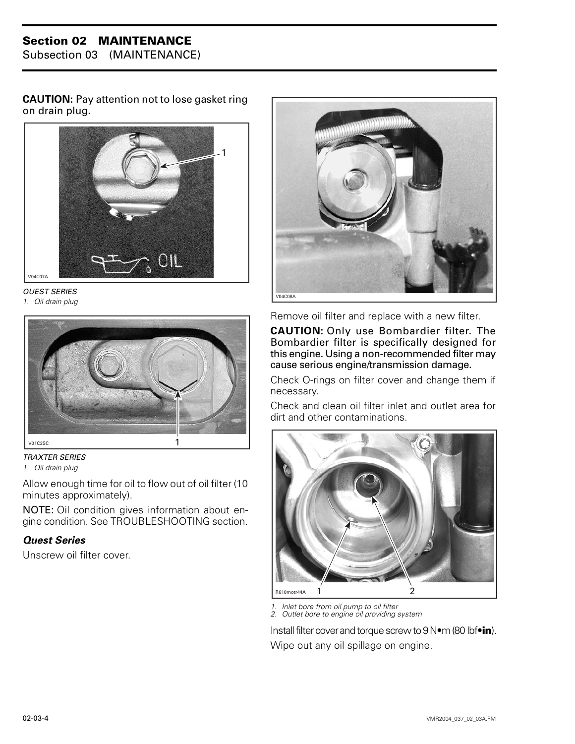**CAUTION:** Pay attention not to lose gasket ring on drain plug.

*QUEST SERIES*
*1. Oil drain plug*

*TRAXTER SERIES*
*1. Oil drain plug*

Allow enough time for oil to flow out of oil filter (10 minutes approximately).

NOTE: Oil condition gives information about engine condition. See TROUBLESHOOTING section.

### *Quest Series*

Unscrew oil filter cover.

Remove oil filter and replace with a new filter.

**CAUTION: Only use Bombardier filter. The Bombardier filter is specifically designed for this engine. Using a non-recommended filter may cause serious engine/transmission damage.**

Check O-rings on filter cover and change them if necessary.

Check and clean oil filter inlet and outlet area for dirt and other contaminations.

*1. Inlet bore from oil pump to oil filter*
*2. Outlet bore to engine oil providing system*

Install filter cover and torque screw to 9 N•m (80 lbf•**in**).

Wipe out any oil spillage on engine.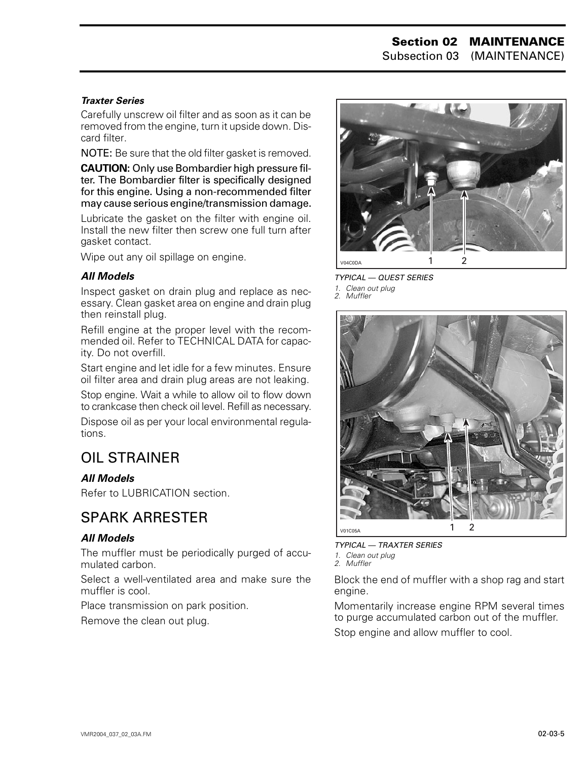#### *Traxter Series*

Carefully unscrew oil filter and as soon as it can be removed from the engine, turn it upside down. Discard filter.

NOTE: Be sure that the old filter gasket is removed.

**CAUTION: Only use Bombardier high pressure filter. The Bombardier filter is specifically designed for this engine. Using a non-recommended filter may cause serious engine/transmission damage.**

Lubricate the gasket on the filter with engine oil. Install the new filter then screw one full turn after gasket contact.

Wipe out any oil spillage on engine.

#### *All Models*

Inspect gasket on drain plug and replace as necessary. Clean gasket area on engine and drain plug then reinstall plug.

Refill engine at the proper level with the recommended oil. Refer to TECHNICAL DATA for capacity. Do not overfill.

Start engine and let idle for a few minutes. Ensure oil filter area and drain plug areas are not leaking.

Stop engine. Wait a while to allow oil to flow down to crankcase then check oil level. Refill as necessary.

Dispose oil as per your local environmental regulations.

## OIL STRAINER

#### *All Models*

Refer to LUBRICATION section.

## SPARK ARRESTER

#### *All Models*

The muffler must be periodically purged of accumulated carbon.

Select a well-ventilated area and make sure the muffler is cool.

Place transmission on park position.

Remove the clean out plug.

V04C0DA

*TYPICAL — QUEST SERIES*
*1. Clean out plug*
*2. Muffler*

V01C05A

*TYPICAL — TRAXTER SERIES*
*1. Clean out plug*
*2. Muffler*

Block the end of muffler with a shop rag and start engine.

Momentarily increase engine RPM several times to purge accumulated carbon out of the muffler.

Stop engine and allow muffler to cool.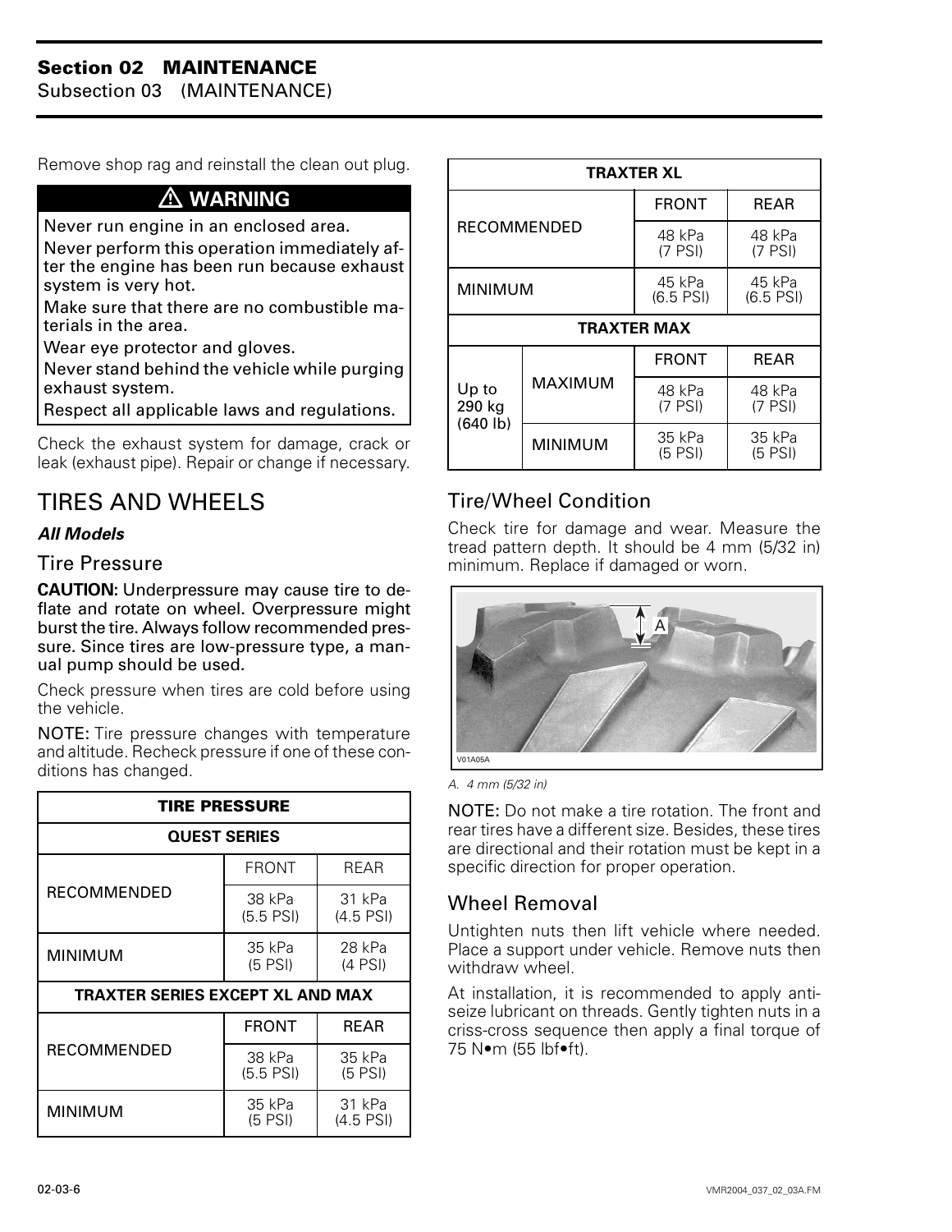Remove shop rag and reinstall the clean out plug.

> ⚠ **WARNING**
>
> Never run engine in an enclosed area.
>
> Never perform this operation immediately after the engine has been run because exhaust system is very hot.
>
> Make sure that there are no combustible materials in the area.
>
> Wear eye protector and gloves.
>
> Never stand behind the vehicle while purging exhaust system.
>
> Respect all applicable laws and regulations.

Check the exhaust system for damage, crack or leak (exhaust pipe). Repair or change if necessary.

# TIRES AND WHEELS

***All Models***

## Tire Pressure

**CAUTION: Underpressure may cause tire to deflate and rotate on wheel. Overpressure might burst the tire. Always follow recommended pressure. Since tires are low-pressure type, a manual pump should be used.**

Check pressure when tires are cold before using the vehicle.

NOTE: Tire pressure changes with temperature and altitude. Recheck pressure if one of these conditions has changed.

| TIRE PRESSURE | | |
|---|---|---|
| **QUEST SERIES** | | |
| | FRONT | REAR |
| RECOMMENDED | 38 kPa (5.5 PSI) | 31 kPa (4.5 PSI) |
| MINIMUM | 35 kPa (5 PSI) | 28 kPa (4 PSI) |
| **TRAXTER SERIES EXCEPT XL AND MAX** | | |
| | FRONT | REAR |
| RECOMMENDED | 38 kPa (5.5 PSI) | 35 kPa (5 PSI) |
| MINIMUM | 35 kPa (5 PSI) | 31 kPa (4.5 PSI) |

| TRAXTER XL | | | |
|---|---|---|---|
| | | FRONT | REAR |
| RECOMMENDED | | 48 kPa (7 PSI) | 48 kPa (7 PSI) |
| MINIMUM | | 45 kPa (6.5 PSI) | 45 kPa (6.5 PSI) |
| **TRAXTER MAX** | | | |
| | | FRONT | REAR |
| Up to 290 kg (640 lb) | MAXIMUM | 48 kPa (7 PSI) | 48 kPa (7 PSI) |
| | MINIMUM | 35 kPa (5 PSI) | 35 kPa (5 PSI) |

## Tire/Wheel Condition

Check tire for damage and wear. Measure the tread pattern depth. It should be 4 mm (5/32 in) minimum. Replace if damaged or worn.

V01A05A

*A. 4 mm (5/32 in)*

NOTE: Do not make a tire rotation. The front and rear tires have a different size. Besides, these tires are directional and their rotation must be kept in a specific direction for proper operation.

## Wheel Removal

Untighten nuts then lift vehicle where needed. Place a support under vehicle. Remove nuts then withdraw wheel.

At installation, it is recommended to apply antiseize lubricant on threads. Gently tighten nuts in a criss-cross sequence then apply a final torque of 75 N•m (55 lbf•ft).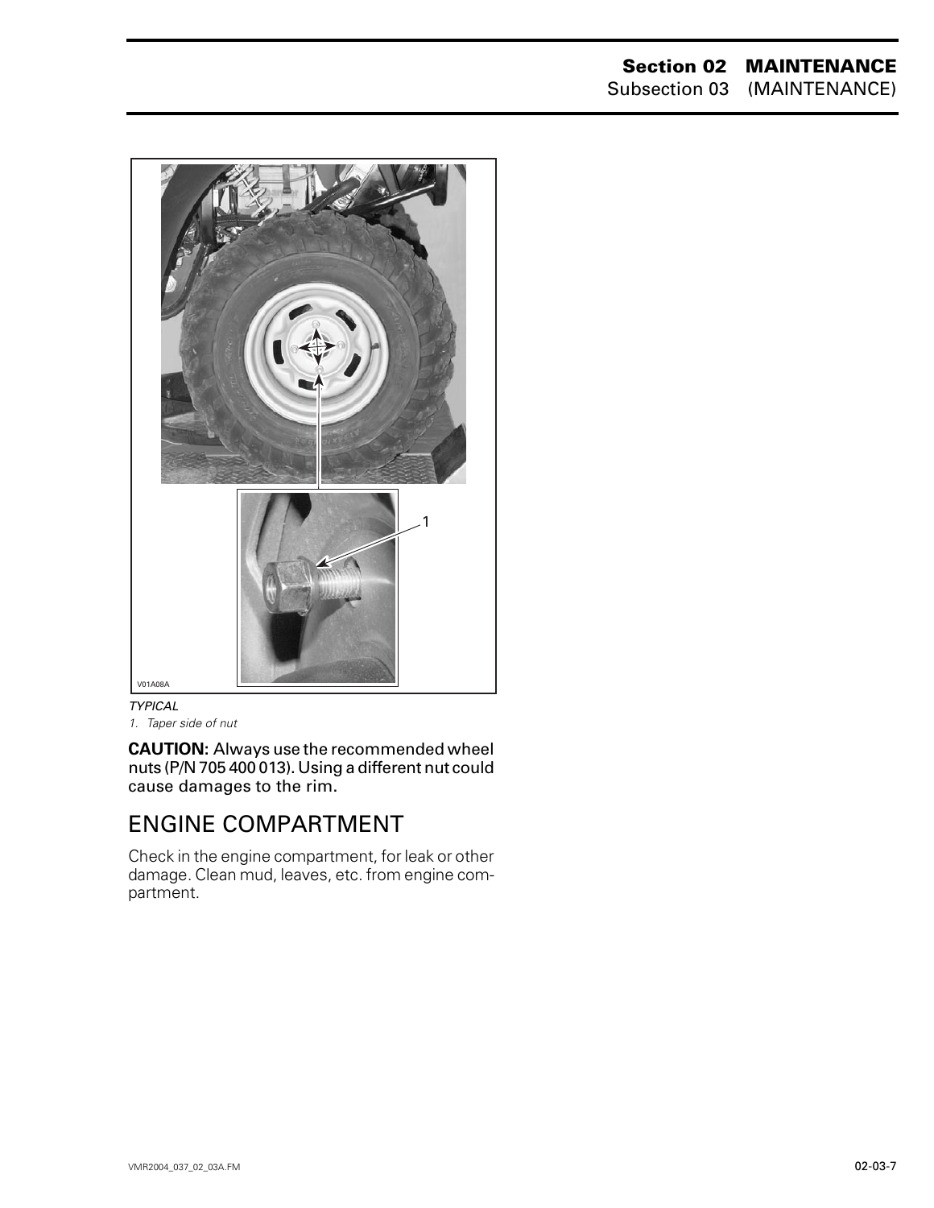V01A08A

*TYPICAL*
*1. Taper side of nut*

**CAUTION:** Always use the recommended wheel nuts (P/N 705 400 013). Using a different nut could cause damages to the rim.

## ENGINE COMPARTMENT

Check in the engine compartment, for leak or other damage. Clean mud, leaves, etc. from engine compartment.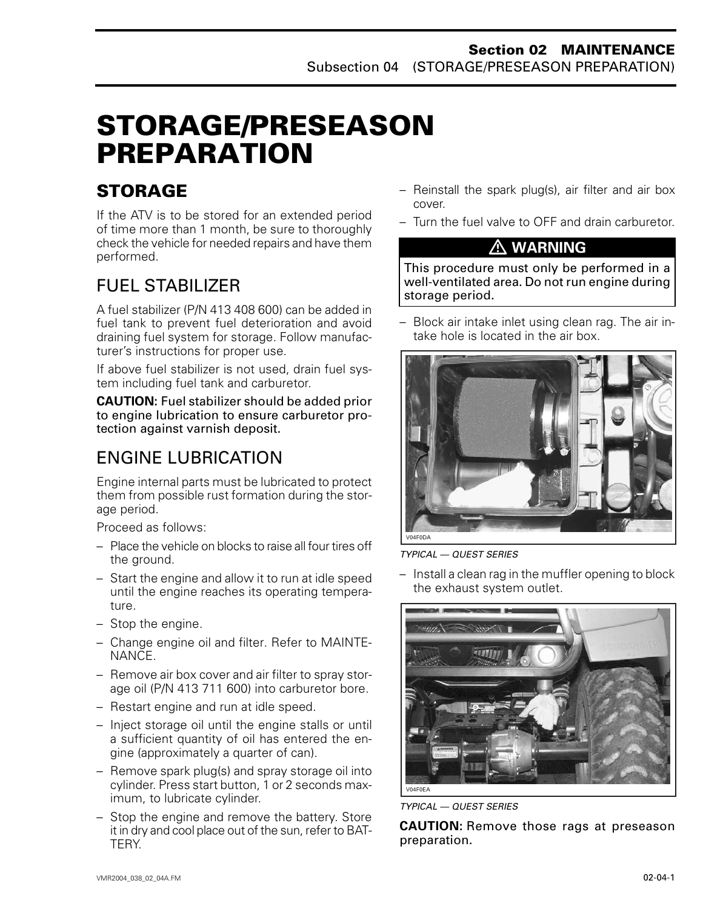# STORAGE/PRESEASON PREPARATION

## STORAGE

If the ATV is to be stored for an extended period of time more than 1 month, be sure to thoroughly check the vehicle for needed repairs and have them performed.

### FUEL STABILIZER

A fuel stabilizer (P/N 413 408 600) can be added in fuel tank to prevent fuel deterioration and avoid draining fuel system for storage. Follow manufacturer's instructions for proper use.

If above fuel stabilizer is not used, drain fuel system including fuel tank and carburetor.

**CAUTION:** Fuel stabilizer should be added prior to engine lubrication to ensure carburetor protection against varnish deposit.

### ENGINE LUBRICATION

Engine internal parts must be lubricated to protect them from possible rust formation during the storage period.

Proceed as follows:

- Place the vehicle on blocks to raise all four tires off the ground.
- Start the engine and allow it to run at idle speed until the engine reaches its operating temperature.
- Stop the engine.
- Change engine oil and filter. Refer to MAINTENANCE.
- Remove air box cover and air filter to spray storage oil (P/N 413 711 600) into carburetor bore.
- Restart engine and run at idle speed.
- Inject storage oil until the engine stalls or until a sufficient quantity of oil has entered the engine (approximately a quarter of can).
- Remove spark plug(s) and spray storage oil into cylinder. Press start button, 1 or 2 seconds maximum, to lubricate cylinder.
- Stop the engine and remove the battery. Store it in dry and cool place out of the sun, refer to BATTERY.
- Reinstall the spark plug(s), air filter and air box cover.
- Turn the fuel valve to OFF and drain carburetor.

**⚠ WARNING**

**This procedure must only be performed in a well-ventilated area. Do not run engine during storage period.**

- Block air intake inlet using clean rag. The air intake hole is located in the air box.

V04F0DA

*TYPICAL — QUEST SERIES*

- Install a clean rag in the muffler opening to block the exhaust system outlet.

V04F0EA

*TYPICAL — QUEST SERIES*

**CAUTION:** Remove those rags at preseason preparation.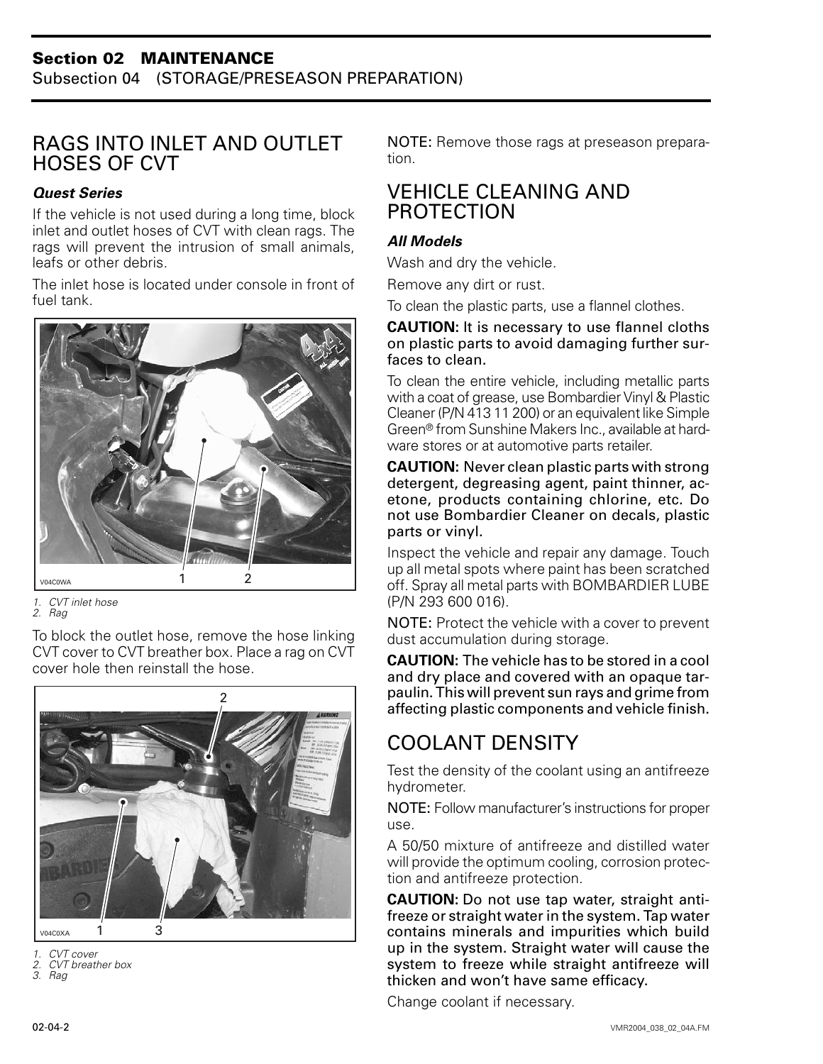## RAGS INTO INLET AND OUTLET HOSES OF CVT

### *Quest Series*

If the vehicle is not used during a long time, block inlet and outlet hoses of CVT with clean rags. The rags will prevent the intrusion of small animals, leafs or other debris.

The inlet hose is located under console in front of fuel tank.

V04C0WA

*1. CVT inlet hose*
*2. Rag*

To block the outlet hose, remove the hose linking CVT cover to CVT breather box. Place a rag on CVT cover hole then reinstall the hose.

V04C0XA

*1. CVT cover*
*2. CVT breather box*
*3. Rag*

NOTE: Remove those rags at preseason preparation.

## VEHICLE CLEANING AND PROTECTION

### *All Models*

Wash and dry the vehicle.

Remove any dirt or rust.

To clean the plastic parts, use a flannel clothes.

**CAUTION: It is necessary to use flannel cloths on plastic parts to avoid damaging further surfaces to clean.**

To clean the entire vehicle, including metallic parts with a coat of grease, use Bombardier Vinyl & Plastic Cleaner (P/N 413 11 200) or an equivalent like Simple Green® from Sunshine Makers Inc., available at hardware stores or at automotive parts retailer.

**CAUTION: Never clean plastic parts with strong detergent, degreasing agent, paint thinner, acetone, products containing chlorine, etc. Do not use Bombardier Cleaner on decals, plastic parts or vinyl.**

Inspect the vehicle and repair any damage. Touch up all metal spots where paint has been scratched off. Spray all metal parts with BOMBARDIER LUBE (P/N 293 600 016).

NOTE: Protect the vehicle with a cover to prevent dust accumulation during storage.

**CAUTION: The vehicle has to be stored in a cool and dry place and covered with an opaque tarpaulin. This will prevent sun rays and grime from affecting plastic components and vehicle finish.**

## COOLANT DENSITY

Test the density of the coolant using an antifreeze hydrometer.

NOTE: Follow manufacturer's instructions for proper use.

A 50/50 mixture of antifreeze and distilled water will provide the optimum cooling, corrosion protection and antifreeze protection.

**CAUTION: Do not use tap water, straight antifreeze or straight water in the system. Tap water contains minerals and impurities which build up in the system. Straight water will cause the system to freeze while straight antifreeze will thicken and won't have same efficacy.**

Change coolant if necessary.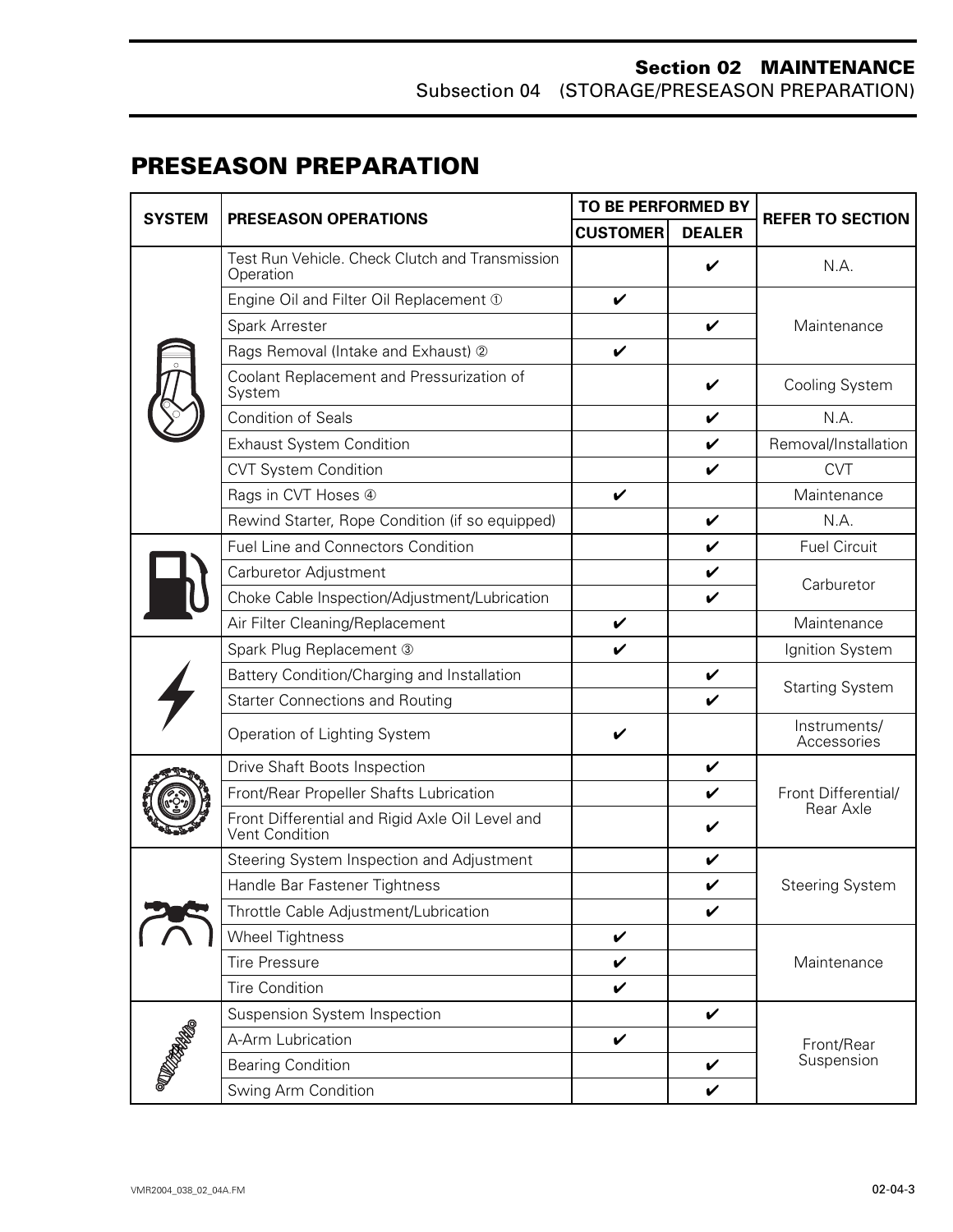## PRESEASON PREPARATION

| SYSTEM | PRESEASON OPERATIONS | TO BE PERFORMED BY | | REFER TO SECTION |
|---|---|---|---|---|
| | | CUSTOMER | DEALER | |
| | Test Run Vehicle. Check Clutch and Transmission Operation | | ✔ | N.A. |
| | Engine Oil and Filter Oil Replacement ① | ✔ | | Maintenance |
| | Spark Arrester | | ✔ | |
| | Rags Removal (Intake and Exhaust) ② | ✔ | | |
| | Coolant Replacement and Pressurization of System | | ✔ | Cooling System |
| | Condition of Seals | | ✔ | N.A. |
| | Exhaust System Condition | | ✔ | Removal/Installation |
| | CVT System Condition | | ✔ | CVT |
| | Rags in CVT Hoses ④ | ✔ | | Maintenance |
| | Rewind Starter, Rope Condition (if so equipped) | | ✔ | N.A. |
| | Fuel Line and Connectors Condition | | ✔ | Fuel Circuit |
| | Carburetor Adjustment | | ✔ | Carburetor |
| | Choke Cable Inspection/Adjustment/Lubrication | | ✔ | |
| | Air Filter Cleaning/Replacement | ✔ | | Maintenance |
| | Spark Plug Replacement ③ | ✔ | | Ignition System |
| | Battery Condition/Charging and Installation | | ✔ | Starting System |
| | Starter Connections and Routing | | ✔ | |
| | Operation of Lighting System | ✔ | | Instruments/ Accessories |
| | Drive Shaft Boots Inspection | | ✔ | Front Differential/ Rear Axle |
| | Front/Rear Propeller Shafts Lubrication | | ✔ | |
| | Front Differential and Rigid Axle Oil Level and Vent Condition | | ✔ | |
| | Steering System Inspection and Adjustment | | ✔ | Steering System |
| | Handle Bar Fastener Tightness | | ✔ | |
| | Throttle Cable Adjustment/Lubrication | | ✔ | |
| | Wheel Tightness | ✔ | | Maintenance |
| | Tire Pressure | ✔ | | |
| | Tire Condition | ✔ | | |
| | Suspension System Inspection | | ✔ | Front/Rear Suspension |
| | A-Arm Lubrication | ✔ | | |
| | Bearing Condition | | ✔ | |
| | Swing Arm Condition | | ✔ | |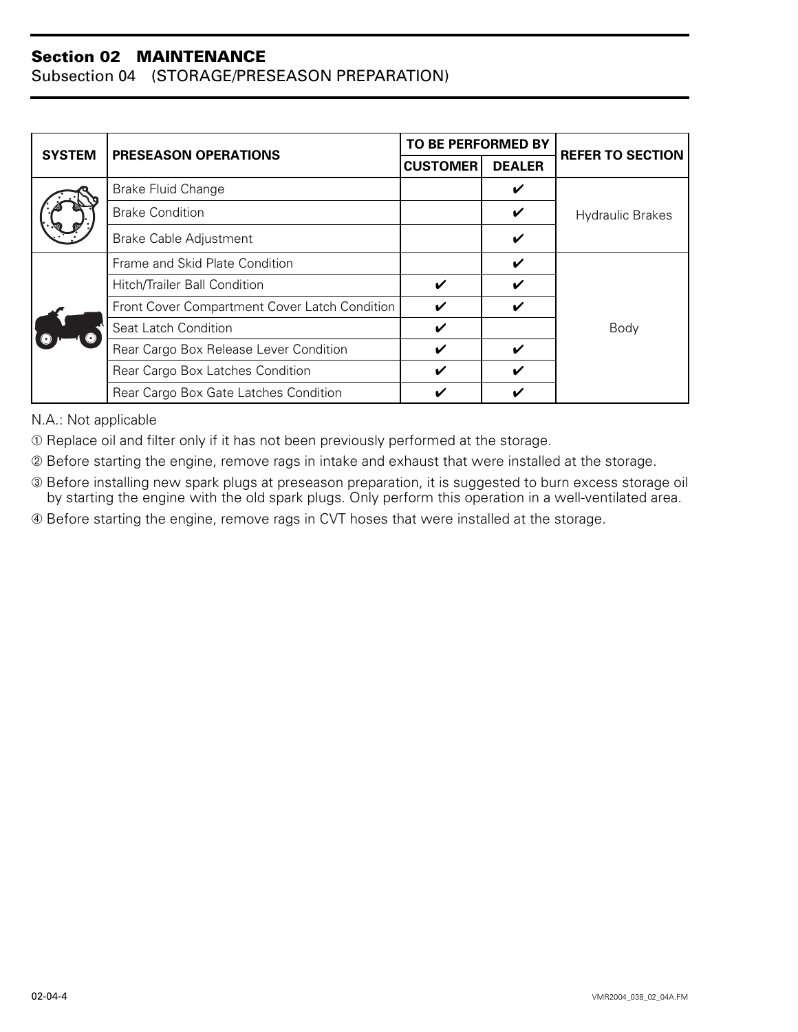## Section 02 MAINTENANCE
Subsection 04 (STORAGE/PRESEASON PREPARATION)

| SYSTEM | PRESEASON OPERATIONS | TO BE PERFORMED BY | | REFER TO SECTION |
|---|---|---|---|---|
| | | CUSTOMER | DEALER | |
| | Brake Fluid Change | | ✔ | Hydraulic Brakes |
| | Brake Condition | | ✔ | |
| | Brake Cable Adjustment | | ✔ | |
| | Frame and Skid Plate Condition | | ✔ | Body |
| | Hitch/Trailer Ball Condition | ✔ | ✔ | |
| | Front Cover Compartment Cover Latch Condition | ✔ | ✔ | |
| | Seat Latch Condition | ✔ | | |
| | Rear Cargo Box Release Lever Condition | ✔ | ✔ | |
| | Rear Cargo Box Latches Condition | ✔ | ✔ | |
| | Rear Cargo Box Gate Latches Condition | ✔ | ✔ | |

N.A.: Not applicable

① Replace oil and filter only if it has not been previously performed at the storage.

② Before starting the engine, remove rags in intake and exhaust that were installed at the storage.

③ Before installing new spark plugs at preseason preparation, it is suggested to burn excess storage oil by starting the engine with the old spark plugs. Only perform this operation in a well-ventilated area.

④ Before starting the engine, remove rags in CVT hoses that were installed at the storage.